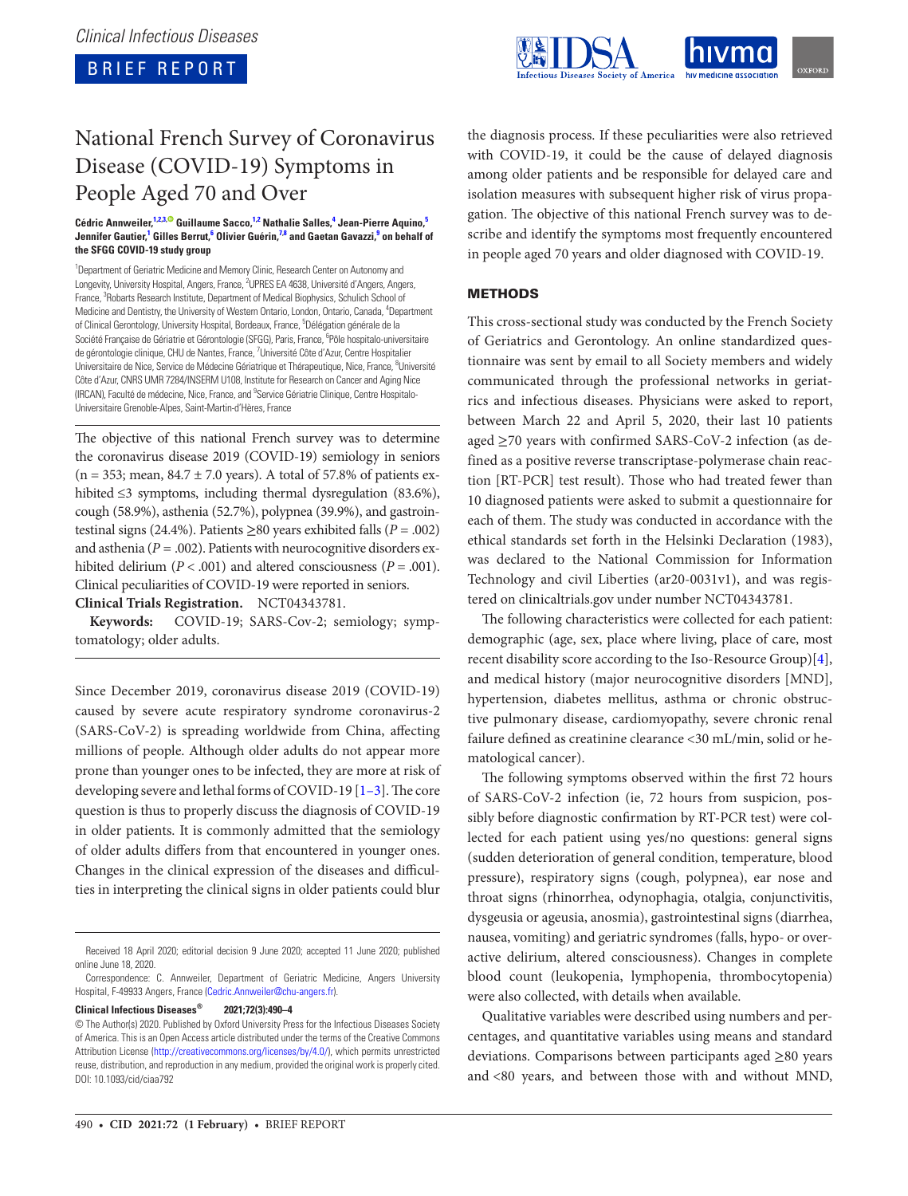BRIEF REPORT

# National French Survey of Coronavirus Disease (COVID-19) Symptoms in People Aged 70 and Over

**Cédric Annweiler,[1,2,3] Guillaume Sacco,[1,2] Nathalie Salles,[4] Jean-Pierre Aquino,[5] Jennifer Gautier,[1] Gilles Berrut,[6] Olivier Guérin,[7,8] and Gaetan Gavazzi,[9] on behalf of the SFGG COVID-19 study group**

[1]Department of Geriatric Medicine and Memory Clinic, Research Center on Autonomy and Longevity, University Hospital, Angers, France, [2]UPRES EA 4638, Université d'Angers, Angers, France, [3]Robarts Research Institute, Department of Medical Biophysics, Schulich School of Medicine and Dentistry, the University of Western Ontario, London, Ontario, Canada, [4]Department of Clinical Gerontology, University Hospital, Bordeaux, France, [5]Délégation générale de la Société Française de Gériatrie et Gérontologie (SFGG), Paris, France, [6]Pôle hospitalo-universitaire de gérontologie clinique, CHU de Nantes, France, [7]Université Côte d'Azur, Centre Hospitalier Universitaire de Nice, Service de Médecine Gériatrique et Thérapeutique, Nice, France, [8]Université Côte d'Azur, CNRS UMR 7284/INSERM U108, Institute for Research on Cancer and Aging Nice (IRCAN), Faculté de médecine, Nice, France, and [9]Service Gériatrie Clinique, Centre Hospitalo-Universitaire Grenoble-Alpes, Saint-Martin-d'Hères, France

The objective of this national French survey was to determine the coronavirus disease 2019 (COVID-19) semiology in seniors (n = 353; mean, 84.7 ± 7.0 years). A total of 57.8% of patients exhibited ≤3 symptoms, including thermal dysregulation (83.6%), cough (58.9%), asthenia (52.7%), polypnea (39.9%), and gastrointestinal signs (24.4%). Patients ≥80 years exhibited falls ($P = .002$) and asthenia ($P = .002$). Patients with neurocognitive disorders exhibited delirium ($P < .001$) and altered consciousness ($P = .001$). Clinical peculiarities of COVID-19 were reported in seniors.

**Clinical Trials Registration.** NCT04343781.

**Keywords:** COVID-19; SARS-Cov-2; semiology; symptomatology; older adults.

Since December 2019, coronavirus disease 2019 (COVID-19) caused by severe acute respiratory syndrome coronavirus-2 (SARS-CoV-2) is spreading worldwide from China, affecting millions of people. Although older adults do not appear more prone than younger ones to be infected, they are more at risk of developing severe and lethal forms of COVID-19 [1–3]. The core question is thus to properly discuss the diagnosis of COVID-19 in older patients. It is commonly admitted that the semiology of older adults differs from that encountered in younger ones. Changes in the clinical expression of the diseases and difficulties in interpreting the clinical signs in older patients could blur the diagnosis process. If these peculiarities were also retrieved with COVID-19, it could be the cause of delayed diagnosis among older patients and be responsible for delayed care and isolation measures with subsequent higher risk of virus propagation. The objective of this national French survey was to describe and identify the symptoms most frequently encountered in people aged 70 years and older diagnosed with COVID-19.

Received 18 April 2020; editorial decision 9 June 2020; accepted 11 June 2020; published online June 18, 2020.

Correspondence: C. Annweiler, Department of Geriatric Medicine, Angers University Hospital, F-49933 Angers, France (Cedric.Annweiler@chu-angers.fr).

**Clinical Infectious Diseases® 2021;72(3):490–4**

© The Author(s) 2020. Published by Oxford University Press for the Infectious Diseases Society of America. This is an Open Access article distributed under the terms of the Creative Commons Attribution License (http://creativecommons.org/licenses/by/4.0/), which permits unrestricted reuse, distribution, and reproduction in any medium, provided the original work is properly cited. DOI: 10.1093/cid/ciaa792

## METHODS

This cross-sectional study was conducted by the French Society of Geriatrics and Gerontology. An online standardized questionnaire was sent by email to all Society members and widely communicated through the professional networks in geriatrics and infectious diseases. Physicians were asked to report, between March 22 and April 5, 2020, their last 10 patients aged ≥70 years with confirmed SARS-CoV-2 infection (as defined as a positive reverse transcriptase-polymerase chain reaction [RT-PCR] test result). Those who had treated fewer than 10 diagnosed patients were asked to submit a questionnaire for each of them. The study was conducted in accordance with the ethical standards set forth in the Helsinki Declaration (1983), was declared to the National Commission for Information Technology and civil Liberties (ar20-0031v1), and was registered on clinicaltrials.gov under number NCT04343781.

The following characteristics were collected for each patient: demographic (age, sex, place where living, place of care, most recent disability score according to the Iso-Resource Group)[4], and medical history (major neurocognitive disorders [MND], hypertension, diabetes mellitus, asthma or chronic obstructive pulmonary disease, cardiomyopathy, severe chronic renal failure defined as creatinine clearance <30 mL/min, solid or hematological cancer).

The following symptoms observed within the first 72 hours of SARS-CoV-2 infection (ie, 72 hours from suspicion, possibly before diagnostic confirmation by RT-PCR test) were collected for each patient using yes/no questions: general signs (sudden deterioration of general condition, temperature, blood pressure), respiratory signs (cough, polypnea), ear nose and throat signs (rhinorrhea, odynophagia, otalgia, conjunctivitis, dysgeusia or ageusia, anosmia), gastrointestinal signs (diarrhea, nausea, vomiting) and geriatric syndromes (falls, hypo- or overactive delirium, altered consciousness). Changes in complete blood count (leukopenia, lymphopenia, thrombocytopenia) were also collected, with details when available.

Qualitative variables were described using numbers and percentages, and quantitative variables using means and standard deviations. Comparisons between participants aged ≥80 years and <80 years, and between those with and without MND,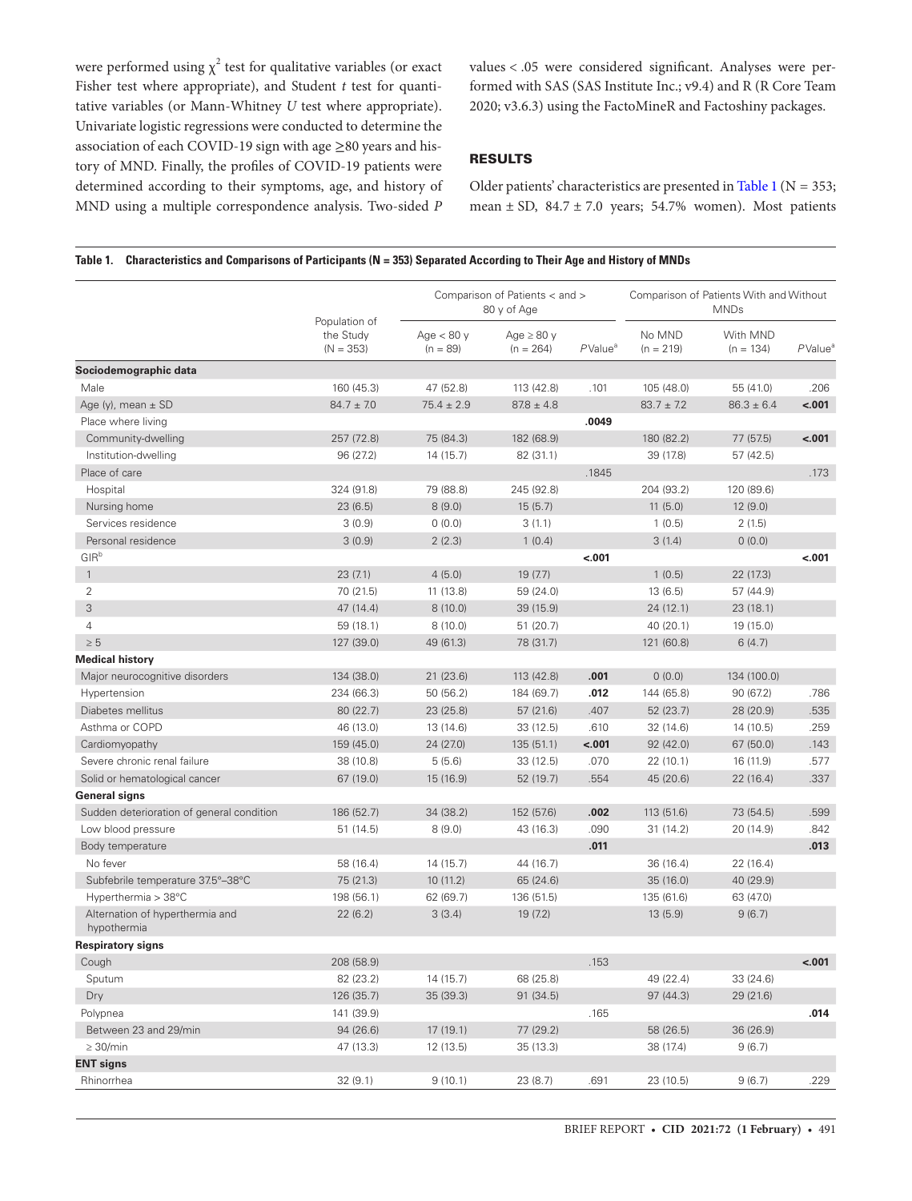were performed using $\chi^2$ test for qualitative variables (or exact Fisher test where appropriate), and Student *t* test for quantitative variables (or Mann-Whitney *U* test where appropriate). Univariate logistic regressions were conducted to determine the association of each COVID-19 sign with age ≥80 years and history of MND. Finally, the profiles of COVID-19 patients were determined according to their symptoms, age, and history of MND using a multiple correspondence analysis. Two-sided *P* values < .05 were considered significant. Analyses were performed with SAS (SAS Institute Inc.; v9.4) and R (R Core Team 2020; v3.6.3) using the FactoMineR and Factoshiny packages.

## RESULTS

Older patients' characteristics are presented in Table 1 (N = 353; mean ± SD, 84.7 ± 7.0 years; 54.7% women). Most patients

**Table 1. Characteristics and Comparisons of Participants (N = 353) Separated According to Their Age and History of MNDs**

| | Population of the Study (N = 353) | Comparison of Patients < and > 80 y of Age | | | Comparison of Patients With and Without MNDs | | |
|---|---|---|---|---|---|---|---|
| | | Age < 80 y (n = 89) | Age ≥ 80 y (n = 264) | *P* Value[a] | No MND (n = 219) | With MND (n = 134) | *P* Value[a] |
| **Sociodemographic data** | | | | | | | |
| Male | 160 (45.3) | 47 (52.8) | 113 (42.8) | .101 | 105 (48.0) | 55 (41.0) | .206 |
| Age (y), mean ± SD | 84.7 ± 7.0 | 75.4 ± 2.9 | 87.8 ± 4.8 | | 83.7 ± 7.2 | 86.3 ± 6.4 | **<.001** |
| Place where living | | | | **.0049** | | | |
| Community-dwelling | 257 (72.8) | 75 (84.3) | 182 (68.9) | | 180 (82.2) | 77 (57.5) | **<.001** |
| Institution-dwelling | 96 (27.2) | 14 (15.7) | 82 (31.1) | | 39 (17.8) | 57 (42.5) | |
| Place of care | | | | .1845 | | | .173 |
| Hospital | 324 (91.8) | 79 (88.8) | 245 (92.8) | | 204 (93.2) | 120 (89.6) | |
| Nursing home | 23 (6.5) | 8 (9.0) | 15 (5.7) | | 11 (5.0) | 12 (9.0) | |
| Services residence | 3 (0.9) | 0 (0.0) | 3 (1.1) | | 1 (0.5) | 2 (1.5) | |
| Personal residence | 3 (0.9) | 2 (2.3) | 1 (0.4) | | 3 (1.4) | 0 (0.0) | |
| GIR[b] | | | | **<.001** | | | **<.001** |
| 1 | 23 (7.1) | 4 (5.0) | 19 (7.7) | | 1 (0.5) | 22 (17.3) | |
| 2 | 70 (21.5) | 11 (13.8) | 59 (24.0) | | 13 (6.5) | 57 (44.9) | |
| 3 | 47 (14.4) | 8 (10.0) | 39 (15.9) | | 24 (12.1) | 23 (18.1) | |
| 4 | 59 (18.1) | 8 (10.0) | 51 (20.7) | | 40 (20.1) | 19 (15.0) | |
| ≥ 5 | 127 (39.0) | 49 (61.3) | 78 (31.7) | | 121 (60.8) | 6 (4.7) | |
| **Medical history** | | | | | | | |
| Major neurocognitive disorders | 134 (38.0) | 21 (23.6) | 113 (42.8) | **.001** | 0 (0.0) | 134 (100.0) | |
| Hypertension | 234 (66.3) | 50 (56.2) | 184 (69.7) | **.012** | 144 (65.8) | 90 (67.2) | .786 |
| Diabetes mellitus | 80 (22.7) | 23 (25.8) | 57 (21.6) | .407 | 52 (23.7) | 28 (20.9) | .535 |
| Asthma or COPD | 46 (13.0) | 13 (14.6) | 33 (12.5) | .610 | 32 (14.6) | 14 (10.5) | .259 |
| Cardiomyopathy | 159 (45.0) | 24 (27.0) | 135 (51.1) | **<.001** | 92 (42.0) | 67 (50.0) | .143 |
| Severe chronic renal failure | 38 (10.8) | 5 (5.6) | 33 (12.5) | .070 | 22 (10.1) | 16 (11.9) | .577 |
| Solid or hematological cancer | 67 (19.0) | 15 (16.9) | 52 (19.7) | .554 | 45 (20.6) | 22 (16.4) | .337 |
| **General signs** | | | | | | | |
| Sudden deterioration of general condition | 186 (52.7) | 34 (38.2) | 152 (57.6) | **.002** | 113 (51.6) | 73 (54.5) | .599 |
| Low blood pressure | 51 (14.5) | 8 (9.0) | 43 (16.3) | .090 | 31 (14.2) | 20 (14.9) | .842 |
| Body temperature | | | | **.011** | | | **.013** |
| No fever | 58 (16.4) | 14 (15.7) | 44 (16.7) | | 36 (16.4) | 22 (16.4) | |
| Subfebrile temperature 37.5°–38°C | 75 (21.3) | 10 (11.2) | 65 (24.6) | | 35 (16.0) | 40 (29.9) | |
| Hyperthermia > 38°C | 198 (56.1) | 62 (69.7) | 136 (51.5) | | 135 (61.6) | 63 (47.0) | |
| Alternation of hyperthermia and hypothermia | 22 (6.2) | 3 (3.4) | 19 (7.2) | | 13 (5.9) | 9 (6.7) | |
| **Respiratory signs** | | | | | | | |
| Cough | 208 (58.9) | | | .153 | | | **<.001** |
| Sputum | 82 (23.2) | 14 (15.7) | 68 (25.8) | | 49 (22.4) | 33 (24.6) | |
| Dry | 126 (35.7) | 35 (39.3) | 91 (34.5) | | 97 (44.3) | 29 (21.6) | |
| Polypnea | 141 (39.9) | | | .165 | | | **.014** |
| Between 23 and 29/min | 94 (26.6) | 17 (19.1) | 77 (29.2) | | 58 (26.5) | 36 (26.9) | |
| ≥ 30/min | 47 (13.3) | 12 (13.5) | 35 (13.3) | | 38 (17.4) | 9 (6.7) | |
| **ENT signs** | | | | | | | |
| Rhinorrhea | 32 (9.1) | 9 (10.1) | 23 (8.7) | .691 | 23 (10.5) | 9 (6.7) | .229 |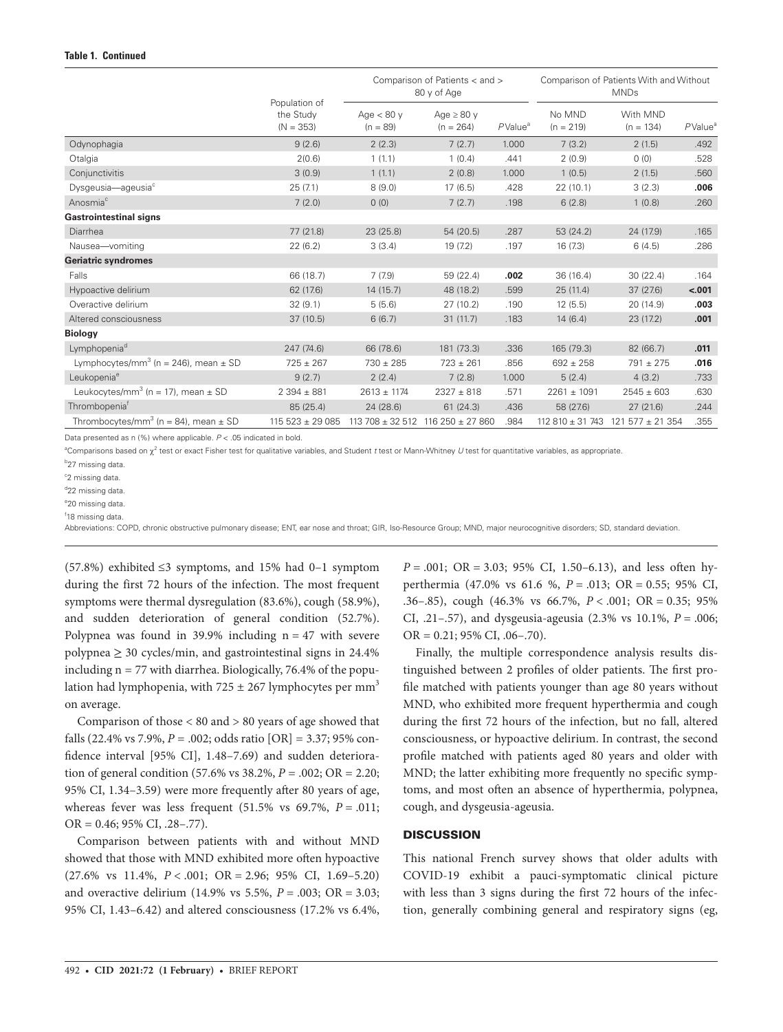**Table 1. Continued**

| | Population of the Study (N = 353) | Comparison of Patients < and > 80 y of Age | | | Comparison of Patients With and Without MNDs | | |
|---|---|---|---|---|---|---|---|
| | | Age < 80 y (n = 89) | Age ≥ 80 y (n = 264) | *P* Value[a] | No MND (n = 219) | With MND (n = 134) | *P* Value[a] |
| Odynophagia | 9 (2.6) | 2 (2.3) | 7 (2.7) | 1.000 | 7 (3.2) | 2 (1.5) | .492 |
| Otalgia | 2(0.6) | 1 (1.1) | 1 (0.4) | .441 | 2 (0.9) | 0 (0) | .528 |
| Conjunctivitis | 3 (0.9) | 1 (1.1) | 2 (0.8) | 1.000 | 1 (0.5) | 2 (1.5) | .560 |
| Dysgeusia—ageusia[c] | 25 (7.1) | 8 (9.0) | 17 (6.5) | .428 | 22 (10.1) | 3 (2.3) | **.006** |
| Anosmia[c] | 7 (2.0) | 0 (0) | 7 (2.7) | .198 | 6 (2.8) | 1 (0.8) | .260 |
| **Gastrointestinal signs** | | | | | | | |
| Diarrhea | 77 (21.8) | 23 (25.8) | 54 (20.5) | .287 | 53 (24.2) | 24 (17.9) | .165 |
| Nausea—vomiting | 22 (6.2) | 3 (3.4) | 19 (7.2) | .197 | 16 (7.3) | 6 (4.5) | .286 |
| **Geriatric syndromes** | | | | | | | |
| Falls | 66 (18.7) | 7 (7.9) | 59 (22.4) | **.002** | 36 (16.4) | 30 (22.4) | .164 |
| Hypoactive delirium | 62 (17.6) | 14 (15.7) | 48 (18.2) | .599 | 25 (11.4) | 37 (27.6) | **<.001** |
| Overactive delirium | 32 (9.1) | 5 (5.6) | 27 (10.2) | .190 | 12 (5.5) | 20 (14.9) | **.003** |
| Altered consciousness | 37 (10.5) | 6 (6.7) | 31 (11.7) | .183 | 14 (6.4) | 23 (17.2) | **.001** |
| **Biology** | | | | | | | |
| Lymphopenia[d] | 247 (74.6) | 66 (78.6) | 181 (73.3) | .336 | 165 (79.3) | 82 (66.7) | **.011** |
| Lymphocytes/mm$^3$ (n = 246), mean ± SD | 725 ± 267 | 730 ± 285 | 723 ± 261 | .856 | 692 ± 258 | 791 ± 275 | **.016** |
| Leukopenia[e] | 9 (2.7) | 2 (2.4) | 7 (2.8) | 1.000 | 5 (2.4) | 4 (3.2) | .733 |
| Leukocytes/mm$^3$ (n = 17), mean ± SD | 2 394 ± 881 | 2613 ± 1174 | 2327 ± 818 | .571 | 2261 ± 1091 | 2545 ± 603 | .630 |
| Thrombopenia[f] | 85 (25.4) | 24 (28.6) | 61 (24.3) | .436 | 58 (27.6) | 27 (21.6) | .244 |
| Thrombocytes/mm$^3$ (n = 84), mean ± SD | 115 523 ± 29 085 | 113 708 ± 32 512 | 116 250 ± 27 860 | .984 | 112 810 ± 31 743 | 121 577 ± 21 354 | .355 |

Data presented as n (%) where applicable. *P* < .05 indicated in bold.

[a]Comparisons based on $\chi^2$ test or exact Fisher test for qualitative variables, and Student *t* test or Mann-Whitney *U* test for quantitative variables, as appropriate.

[b]27 missing data.

[c]2 missing data.

[d]22 missing data.

[e]20 missing data.

[f]18 missing data.

Abbreviations: COPD, chronic obstructive pulmonary disease; ENT, ear nose and throat; GIR, Iso-Resource Group; MND, major neurocognitive disorders; SD, standard deviation.

(57.8%) exhibited ≤3 symptoms, and 15% had 0–1 symptom during the first 72 hours of the infection. The most frequent symptoms were thermal dysregulation (83.6%), cough (58.9%), and sudden deterioration of general condition (52.7%). Polypnea was found in 39.9% including n = 47 with severe polypnea ≥ 30 cycles/min, and gastrointestinal signs in 24.4% including n = 77 with diarrhea. Biologically, 76.4% of the population had lymphopenia, with 725 ± 267 lymphocytes per mm$^3$ on average.

Comparison of those < 80 and > 80 years of age showed that falls (22.4% vs 7.9%, *P* = .002; odds ratio [OR] = 3.37; 95% confidence interval [95% CI], 1.48–7.69) and sudden deterioration of general condition (57.6% vs 38.2%, *P* = .002; OR = 2.20; 95% CI, 1.34–3.59) were more frequently after 80 years of age, whereas fever was less frequent (51.5% vs 69.7%, *P* = .011; OR = 0.46; 95% CI, .28–.77).

Comparison between patients with and without MND showed that those with MND exhibited more often hypoactive (27.6% vs 11.4%, *P* < .001; OR = 2.96; 95% CI, 1.69–5.20) and overactive delirium (14.9% vs 5.5%, *P* = .003; OR = 3.03; 95% CI, 1.43–6.42) and altered consciousness (17.2% vs 6.4%, *P* = .001; OR = 3.03; 95% CI, 1.50–6.13), and less often hyperthermia (47.0% vs 61.6 %, *P* = .013; OR = 0.55; 95% CI, .36–.85), cough (46.3% vs 66.7%, *P* < .001; OR = 0.35; 95% CI, .21–.57), and dysgeusia-ageusia (2.3% vs 10.1%, *P* = .006; OR = 0.21; 95% CI, .06–.70).

Finally, the multiple correspondence analysis results distinguished between 2 profiles of older patients. The first profile matched with patients younger than age 80 years without MND, who exhibited more frequent hyperthermia and cough during the first 72 hours of the infection, but no fall, altered consciousness, or hypoactive delirium. In contrast, the second profile matched with patients aged 80 years and older with MND; the latter exhibiting more frequently no specific symptoms, and most often an absence of hyperthermia, polypnea, cough, and dysgeusia-ageusia.

## DISCUSSION

This national French survey shows that older adults with COVID-19 exhibit a pauci-symptomatic clinical picture with less than 3 signs during the first 72 hours of the infection, generally combining general and respiratory signs (eg,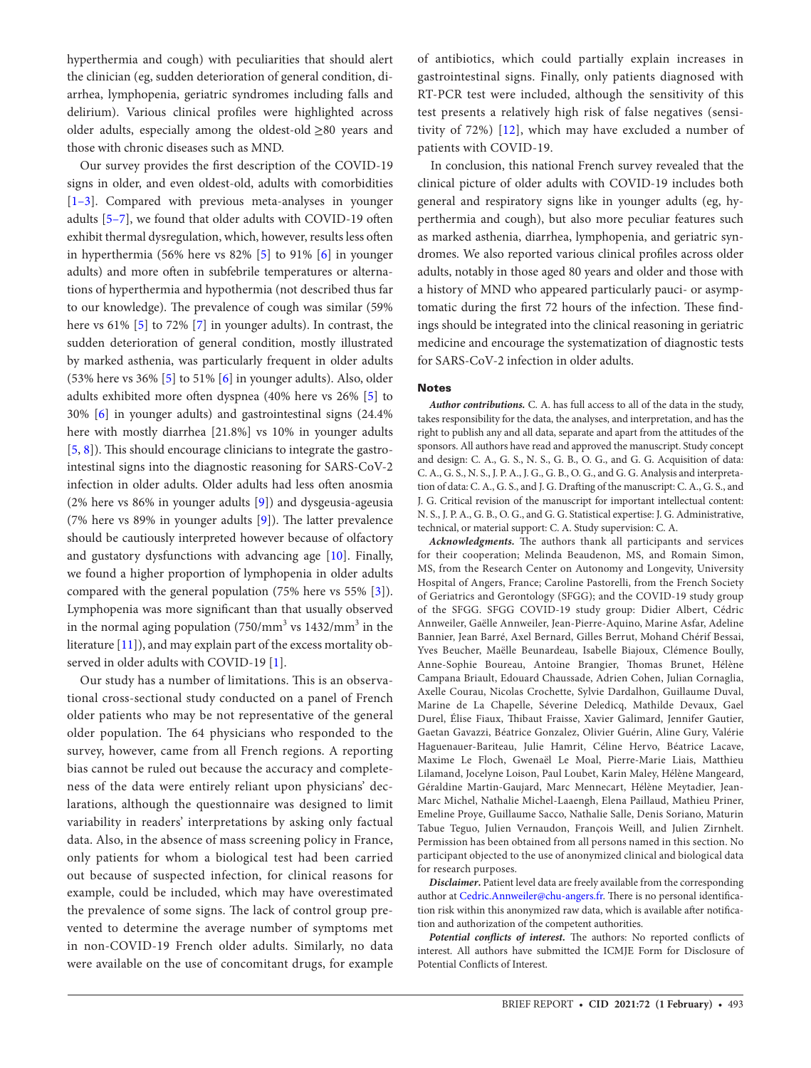hyperthermia and cough) with peculiarities that should alert the clinician (eg, sudden deterioration of general condition, diarrhea, lymphopenia, geriatric syndromes including falls and delirium). Various clinical profiles were highlighted across older adults, especially among the oldest-old ≥80 years and those with chronic diseases such as MND.

Our survey provides the first description of the COVID-19 signs in older, and even oldest-old, adults with comorbidities [1–3]. Compared with previous meta-analyses in younger adults [5–7], we found that older adults with COVID-19 often exhibit thermal dysregulation, which, however, results less often in hyperthermia (56% here vs 82% [5] to 91% [6] in younger adults) and more often in subfebrile temperatures or alternations of hyperthermia and hypothermia (not described thus far to our knowledge). The prevalence of cough was similar (59% here vs 61% [5] to 72% [7] in younger adults). In contrast, the sudden deterioration of general condition, mostly illustrated by marked asthenia, was particularly frequent in older adults (53% here vs 36% [5] to 51% [6] in younger adults). Also, older adults exhibited more often dyspnea (40% here vs 26% [5] to 30% [6] in younger adults) and gastrointestinal signs (24.4% here with mostly diarrhea [21.8%] vs 10% in younger adults [5, 8]). This should encourage clinicians to integrate the gastrointestinal signs into the diagnostic reasoning for SARS-CoV-2 infection in older adults. Older adults had less often anosmia (2% here vs 86% in younger adults [9]) and dysgeusia-ageusia (7% here vs 89% in younger adults [9]). The latter prevalence should be cautiously interpreted however because of olfactory and gustatory dysfunctions with advancing age [10]. Finally, we found a higher proportion of lymphopenia in older adults compared with the general population (75% here vs 55% [3]). Lymphopenia was more significant than that usually observed in the normal aging population (750/mm$^3$ vs 1432/mm$^3$ in the literature [11]), and may explain part of the excess mortality observed in older adults with COVID-19 [1].

Our study has a number of limitations. This is an observational cross-sectional study conducted on a panel of French older patients who may be not representative of the general older population. The 64 physicians who responded to the survey, however, came from all French regions. A reporting bias cannot be ruled out because the accuracy and completeness of the data were entirely reliant upon physicians' declarations, although the questionnaire was designed to limit variability in readers' interpretations by asking only factual data. Also, in the absence of mass screening policy in France, only patients for whom a biological test had been carried out because of suspected infection, for clinical reasons for example, could be included, which may have overestimated the prevalence of some signs. The lack of control group prevented to determine the average number of symptoms met in non-COVID-19 French older adults. Similarly, no data were available on the use of concomitant drugs, for example of antibiotics, which could partially explain increases in gastrointestinal signs. Finally, only patients diagnosed with RT-PCR test were included, although the sensitivity of this test presents a relatively high risk of false negatives (sensitivity of 72%) [12], which may have excluded a number of patients with COVID-19.

In conclusion, this national French survey revealed that the clinical picture of older adults with COVID-19 includes both general and respiratory signs like in younger adults (eg, hyperthermia and cough), but also more peculiar features such as marked asthenia, diarrhea, lymphopenia, and geriatric syndromes. We also reported various clinical profiles across older adults, notably in those aged 80 years and older and those with a history of MND who appeared particularly pauci- or asymptomatic during the first 72 hours of the infection. These findings should be integrated into the clinical reasoning in geriatric medicine and encourage the systematization of diagnostic tests for SARS-CoV-2 infection in older adults.

## Notes

***Author contributions.*** C. A. has full access to all of the data in the study, takes responsibility for the data, the analyses, and interpretation, and has the right to publish any and all data, separate and apart from the attitudes of the sponsors. All authors have read and approved the manuscript. Study concept and design: C. A., G. S., N. S., G. B., O. G., and G. G. Acquisition of data: C. A., G. S., N. S., J. P. A., J. G., G. B., O. G., and G. G. Analysis and interpretation of data: C. A., G. S., and J. G. Drafting of the manuscript: C. A., G. S., and J. G. Critical revision of the manuscript for important intellectual content: N. S., J. P. A., G. B., O. G., and G. G. Statistical expertise: J. G. Administrative, technical, or material support: C. A. Study supervision: C. A.

***Acknowledgments.*** The authors thank all participants and services for their cooperation; Melinda Beaudenon, MS, and Romain Simon, MS, from the Research Center on Autonomy and Longevity, University Hospital of Angers, France; Caroline Pastorelli, from the French Society of Geriatrics and Gerontology (SFGG); and the COVID-19 study group of the SFGG. SFGG COVID-19 study group: Didier Albert, Cédric Annweiler, Gaëlle Annweiler, Jean-Pierre-Aquino, Marine Asfar, Adeline Bannier, Jean Barré, Axel Bernard, Gilles Berrut, Mohand Chérif Bessai, Yves Beucher, Maëlle Beunardeau, Isabelle Biajoux, Clémence Boully, Anne-Sophie Boureau, Antoine Brangier, Thomas Brunet, Hélène Campana Briault, Edouard Chaussade, Adrien Cohen, Julian Cornaglia, Axelle Courau, Nicolas Crochette, Sylvie Dardalhon, Guillaume Duval, Marine de La Chapelle, Séverine Deledicq, Mathilde Devaux, Gael Durel, Élise Fiaux, Thibaut Fraisse, Xavier Galimard, Jennifer Gautier, Gaetan Gavazzi, Béatrice Gonzalez, Olivier Guérin, Aline Gury, Valérie Haguenauer-Bariteau, Julie Hamrit, Céline Hervo, Béatrice Lacave, Maxime Le Floch, Gwenaël Le Moal, Pierre-Marie Liais, Matthieu Lilamand, Jocelyne Loison, Paul Loubet, Karin Maley, Hélène Mangeard, Géraldine Martin-Gaujard, Marc Mennecart, Hélène Meytadier, Jean-Marc Michel, Nathalie Michel-Laaengh, Elena Paillaud, Mathieu Priner, Emeline Proye, Guillaume Sacco, Nathalie Salle, Denis Soriano, Maturin Tabue Teguo, Julien Vernaudon, François Weill, and Julien Zirnhelt. Permission has been obtained from all persons named in this section. No participant objected to the use of anonymized clinical and biological data for research purposes.

***Disclaimer.*** Patient level data are freely available from the corresponding author at Cedric.Annweiler@chu-angers.fr. There is no personal identification risk within this anonymized raw data, which is available after notification and authorization of the competent authorities.

***Potential conflicts of interest.*** The authors: No reported conflicts of interest. All authors have submitted the ICMJE Form for Disclosure of Potential Conflicts of Interest.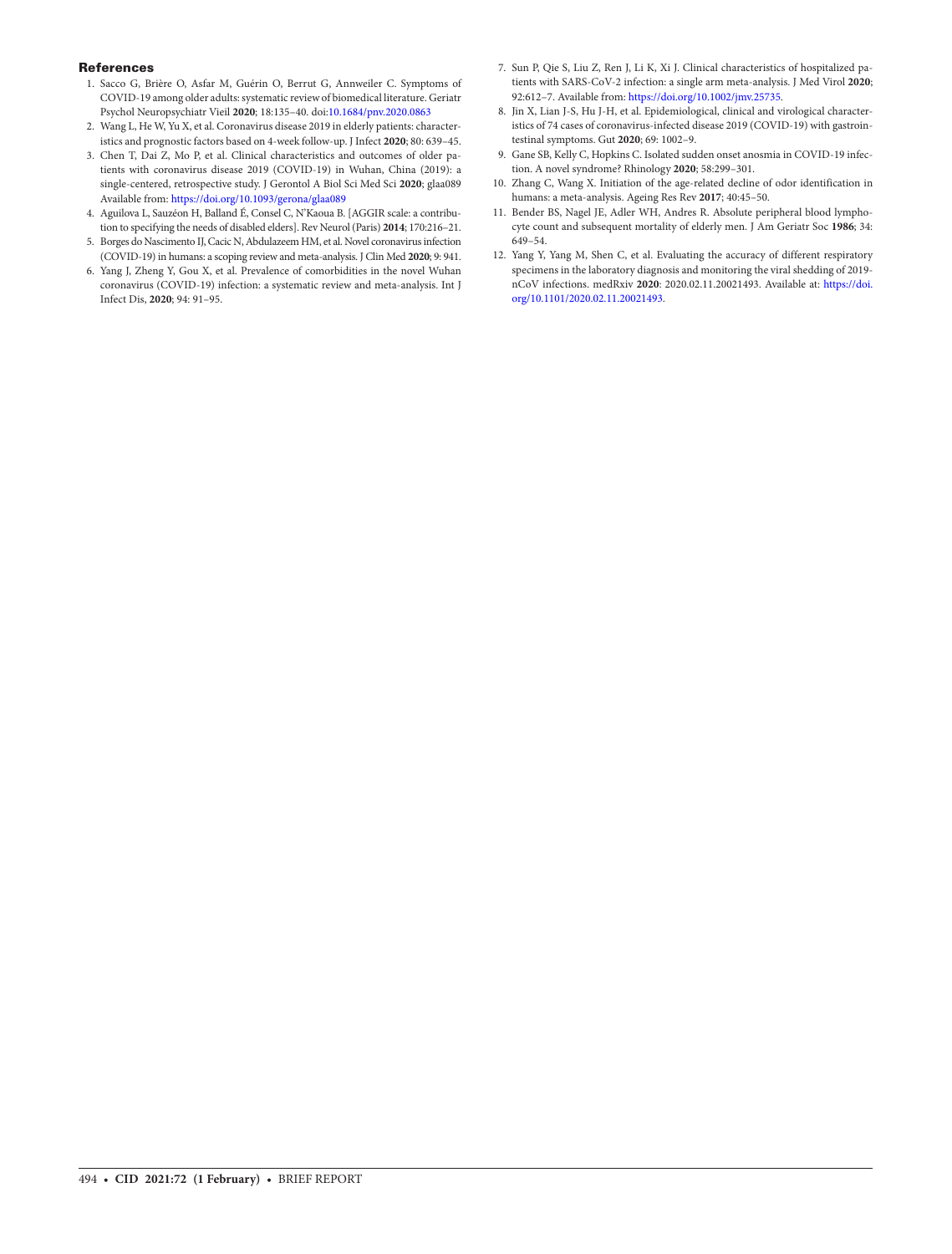## References

1. Sacco G, Brière O, Asfar M, Guérin O, Berrut G, Annweiler C. Symptoms of COVID-19 among older adults: systematic review of biomedical literature. Geriatr Psychol Neuropsychiatr Vieil **2020**; 18:135–40. doi:10.1684/pnv.2020.0863
2. Wang L, He W, Yu X, et al. Coronavirus disease 2019 in elderly patients: characteristics and prognostic factors based on 4-week follow-up. J Infect **2020**; 80: 639–45.
3. Chen T, Dai Z, Mo P, et al. Clinical characteristics and outcomes of older patients with coronavirus disease 2019 (COVID-19) in Wuhan, China (2019): a single-centered, retrospective study. J Gerontol A Biol Sci Med Sci **2020**; glaa089 Available from: https://doi.org/10.1093/gerona/glaa089
4. Aguilova L, Sauzéon H, Balland É, Consel C, N'Kaoua B. [AGGIR scale: a contribution to specifying the needs of disabled elders]. Rev Neurol (Paris) **2014**; 170:216–21.
5. Borges do Nascimento IJ, Cacic N, Abdulazeem HM, et al. Novel coronavirus infection (COVID-19) in humans: a scoping review and meta-analysis. J Clin Med **2020**; 9: 941.
6. Yang J, Zheng Y, Gou X, et al. Prevalence of comorbidities in the novel Wuhan coronavirus (COVID-19) infection: a systematic review and meta-analysis. Int J Infect Dis, **2020**; 94: 91–95.
7. Sun P, Qie S, Liu Z, Ren J, Li K, Xi J. Clinical characteristics of hospitalized patients with SARS-CoV-2 infection: a single arm meta-analysis. J Med Virol **2020**; 92:612–7. Available from: https://doi.org/10.1002/jmv.25735.
8. Jin X, Lian J-S, Hu J-H, et al. Epidemiological, clinical and virological characteristics of 74 cases of coronavirus-infected disease 2019 (COVID-19) with gastrointestinal symptoms. Gut **2020**; 69: 1002–9.
9. Gane SB, Kelly C, Hopkins C. Isolated sudden onset anosmia in COVID-19 infection. A novel syndrome? Rhinology **2020**; 58:299–301.
10. Zhang C, Wang X. Initiation of the age-related decline of odor identification in humans: a meta-analysis. Ageing Res Rev **2017**; 40:45–50.
11. Bender BS, Nagel JE, Adler WH, Andres R. Absolute peripheral blood lymphocyte count and subsequent mortality of elderly men. J Am Geriatr Soc **1986**; 34: 649–54.
12. Yang Y, Yang M, Shen C, et al. Evaluating the accuracy of different respiratory specimens in the laboratory diagnosis and monitoring the viral shedding of 2019-nCoV infections. medRxiv **2020**: 2020.02.11.20021493. Available at: https://doi.org/10.1101/2020.02.11.20021493.